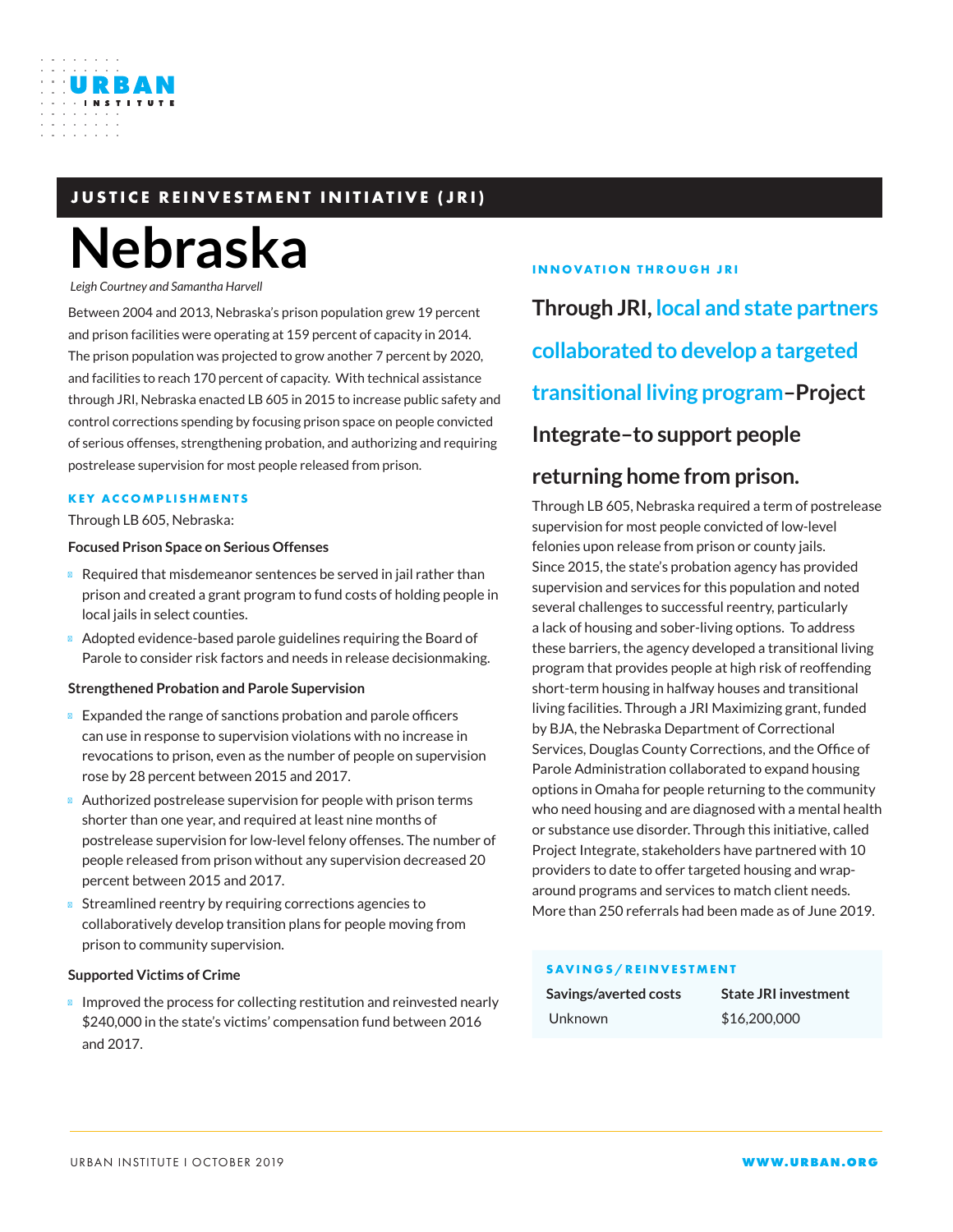JUSTICE REINVESTMENT INITIATIVE (JRI)

# Nebraska

*Leigh Courtney and Samantha Harvell*

Between 2004 and 2013, Nebraska's prison population grew 19 percent and prison facilities were operating at 159 percent of capacity in 2014. The prison population was projected to grow another 7 percent by 2020, and facilities to reach 170 percent of capacity. With technical assistance through JRI, Nebraska enacted LB 605 in 2015 to increase public safety and control corrections spending by focusing prison space on people convicted of serious offenses, strengthening probation, and authorizing and requiring postrelease supervision for most people released from prison.

## KEY ACCOMPLISHMENTS

Through LB 605, Nebraska:

**Focused Prison Space on Serious Offenses**

- Required that misdemeanor sentences be served in jail rather than prison and created a grant program to fund costs of holding people in local jails in select counties.
- Adopted evidence-based parole guidelines requiring the Board of Parole to consider risk factors and needs in release decisionmaking.

**Strengthened Probation and Parole Supervision**

- Expanded the range of sanctions probation and parole officers can use in response to supervision violations with no increase in revocations to prison, even as the number of people on supervision rose by 28 percent between 2015 and 2017.
- Authorized postrelease supervision for people with prison terms shorter than one year, and required at least nine months of postrelease supervision for low-level felony offenses. The number of people released from prison without any supervision decreased 20 percent between 2015 and 2017.
- Streamlined reentry by requiring corrections agencies to collaboratively develop transition plans for people moving from prison to community supervision.

**Supported Victims of Crime**

- Improved the process for collecting restitution and reinvested nearly $240,000 in the state's victims' compensation fund between 2016 and 2017.

## INNOVATION THROUGH JRI

**Through JRI, local and state partners collaborated to develop a targeted transitional living program–Project Integrate–to support people returning home from prison.**

Through LB 605, Nebraska required a term of postrelease supervision for most people convicted of low-level felonies upon release from prison or county jails. Since 2015, the state's probation agency has provided supervision and services for this population and noted several challenges to successful reentry, particularly a lack of housing and sober-living options. To address these barriers, the agency developed a transitional living program that provides people at high risk of reoffending short-term housing in halfway houses and transitional living facilities. Through a JRI Maximizing grant, funded by BJA, the Nebraska Department of Correctional Services, Douglas County Corrections, and the Office of Parole Administration collaborated to expand housing options in Omaha for people returning to the community who need housing and are diagnosed with a mental health or substance use disorder. Through this initiative, called Project Integrate, stakeholders have partnered with 10 providers to date to offer targeted housing and wrap-around programs and services to match client needs. More than 250 referrals had been made as of June 2019.

## SAVINGS/REINVESTMENT

| Savings/averted costs | State JRI investment |
|---|---|
| Unknown | $16,200,000 |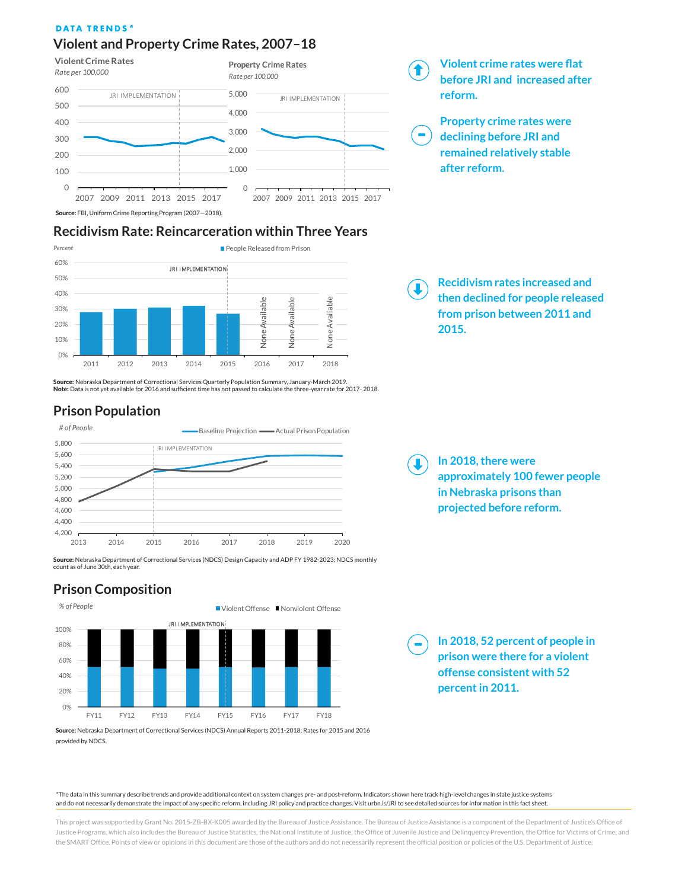**DATA TRENDS***

## Violent and Property Crime Rates, 2007–18

Violent Crime Rates

*Rate per 100,000*

600
500
400
300
200
100
0

JRI IMPLEMENTATION

2007 2009 2011 2013 2015 2017

Property Crime Rates

*Rate per 100,000*

5,000
4,000
3,000
2,000
1,000
0

JRI IMPLEMENTATION

2007 2009 2011 2013 2015 2017

**Source:** FBI, Uniform Crime Reporting Program (2007—2018).

**Violent crime rates were flat before JRI and increased after reform.**

**Property crime rates were declining before JRI and remained relatively stable after reform.**

## Recidivism Rate: Reincarceration within Three Years

*Percent*

People Released from Prison

60%
50%
40%
30%
20%
10%
0%

JRI IMPLEMENTATION

None Available
None Available
None Available

2011 2012 2013 2014 2015 2016 2017 2018

**Source:** Nebraska Department of Correctional Services Quarterly Population Summary, January-March 2019.
**Note:** Data is not yet available for 2016 and sufficient time has not passed to calculate the three-year rate for 2017- 2018.

**Recidivism rates increased and then declined for people released from prison between 2011 and 2015.**

## Prison Population

*# of People*

Baseline Projection
Actual Prison Population

5,800
5,600
5,400
5,200
5,000
4,800
4,600
4,400
4,200

JRI IMPLEMENTATION

2013 2014 2015 2016 2017 2018 2019 2020

**Source:** Nebraska Department of Correctional Services (NDCS) Design Capacity and ADP FY 1982-2023; NDCS monthly count as of June 30th, each year.

**In 2018, there were approximately 100 fewer people in Nebraska prisons than projected before reform.**

## Prison Composition

*% of People*

Violent Offense
Nonviolent Offense

100%
80%
60%
40%
20%
0%

JRI IMPLEMENTATION

FY11 FY12 FY13 FY14 FY15 FY16 FY17 FY18

**Source:** Nebraska Department of Correctional Services (NDCS) Annual Reports 2011-2018; Rates for 2015 and 2016 provided by NDCS.

**In 2018, 52 percent of people in prison were there for a violent offense consistent with 52 percent in 2011.**

*The data in this summary describe trends and provide additional context on system changes pre- and post-reform. Indicators shown here track high-level changes in state justice systems and do not necessarily demonstrate the impact of any specific reform, including JRI policy and practice changes. Visit urbn.is/JRI to see detailed sources for information in this fact sheet.

This project was supported by Grant No. 2015-ZB-BX-K005 awarded by the Bureau of Justice Assistance. The Bureau of Justice Assistance is a component of the Department of Justice's Office of Justice Programs, which also includes the Bureau of Justice Statistics, the National Institute of Justice, the Office of Juvenile Justice and Delinquency Prevention, the Office for Victims of Crime, and the SMART Office. Points of view or opinions in this document are those of the authors and do not necessarily represent the official position or policies of the U.S. Department of Justice.